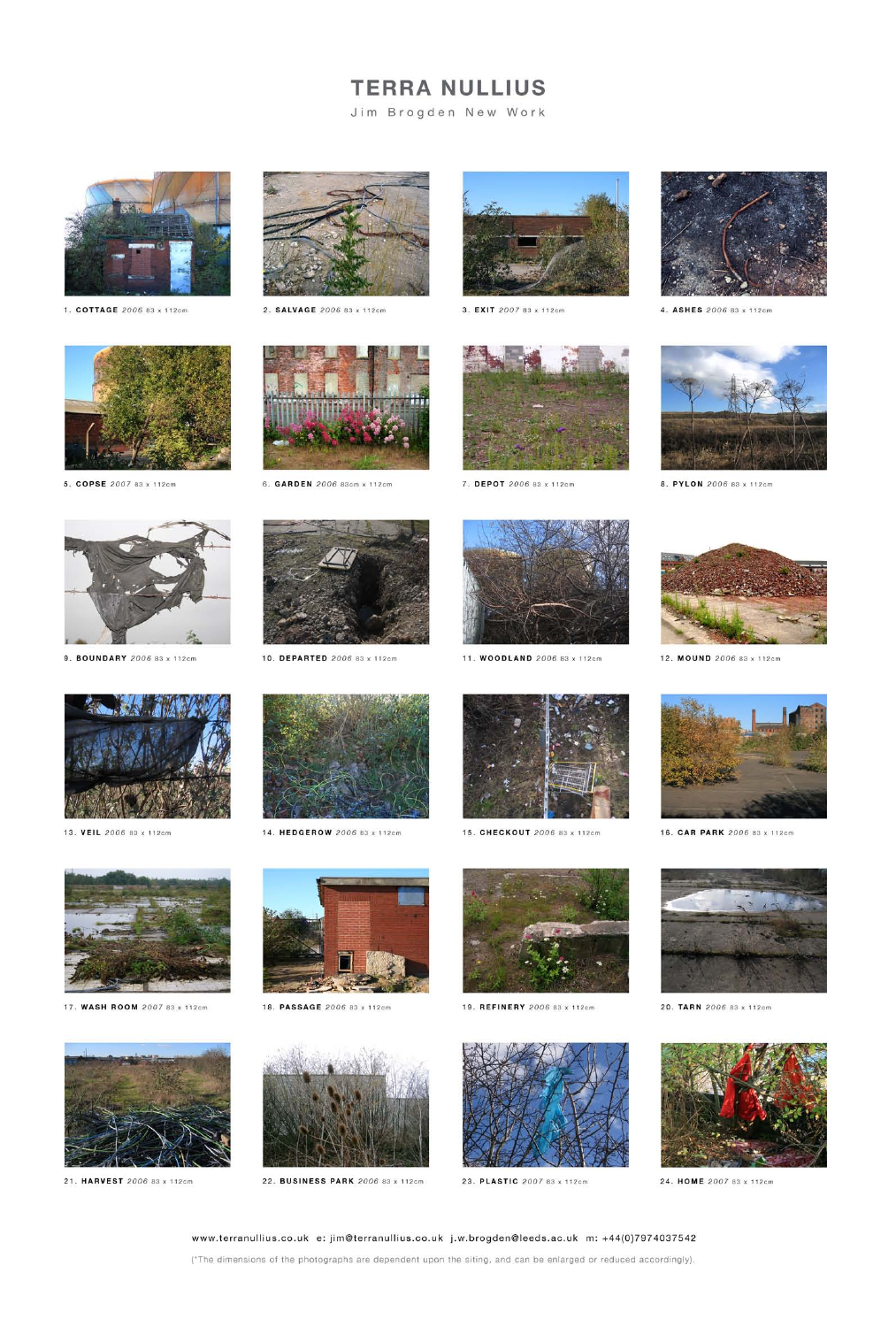# TERRA NULLIUS

Jim Brogden New Work

1. **COTTAGE** *2006* 83 x 112cm

2. **SALVAGE** *2006* 83 x 112cm

3. **EXIT** *2007* 83 x 112cm

4. **ASHES** *2006* 83 x 112cm

5. **COPSE** *2007* 83 x 112cm

6. **GARDEN** *2006* 83cm x 112cm

7. **DEPOT** *2006* 83 x 112cm

8. **PYLON** *2006* 83 x 112cm

9. **BOUNDARY** *2006* 83 x 112cm

10. **DEPARTED** *2006* 83 x 112cm

11. **WOODLAND** *2006* 83 x 112cm

12. **MOUND** *2006* 83 x 112cm

13. **VEIL** *2006* 83 x 112cm

14. **HEDGEROW** *2006* 83 x 112cm

15. **CHECKOUT** *2006* 83 x 112cm

16. **CAR PARK** *2006* 83 x 112cm

17. **WASH ROOM** *2007* 83 x 112cm

18. **PASSAGE** *2006* 83 x 112cm

19. **REFINERY** *2006* 83 x 112cm

20. **TARN** *2006* 83 x 112cm

21. **HARVEST** *2006* 83 x 112cm

22. **BUSINESS PARK** *2006* 83 x 112cm

23. **PLASTIC** *2007* 83 x 112cm

24. **HOME** *2007* 83 x 112cm

www.terranullius.co.uk e: jim@terranullius.co.uk j.w.brogden@leeds.ac.uk m: +44(0)7974037542

(*The dimensions of the photographs are dependent upon the siting, and can be enlarged or reduced accordingly).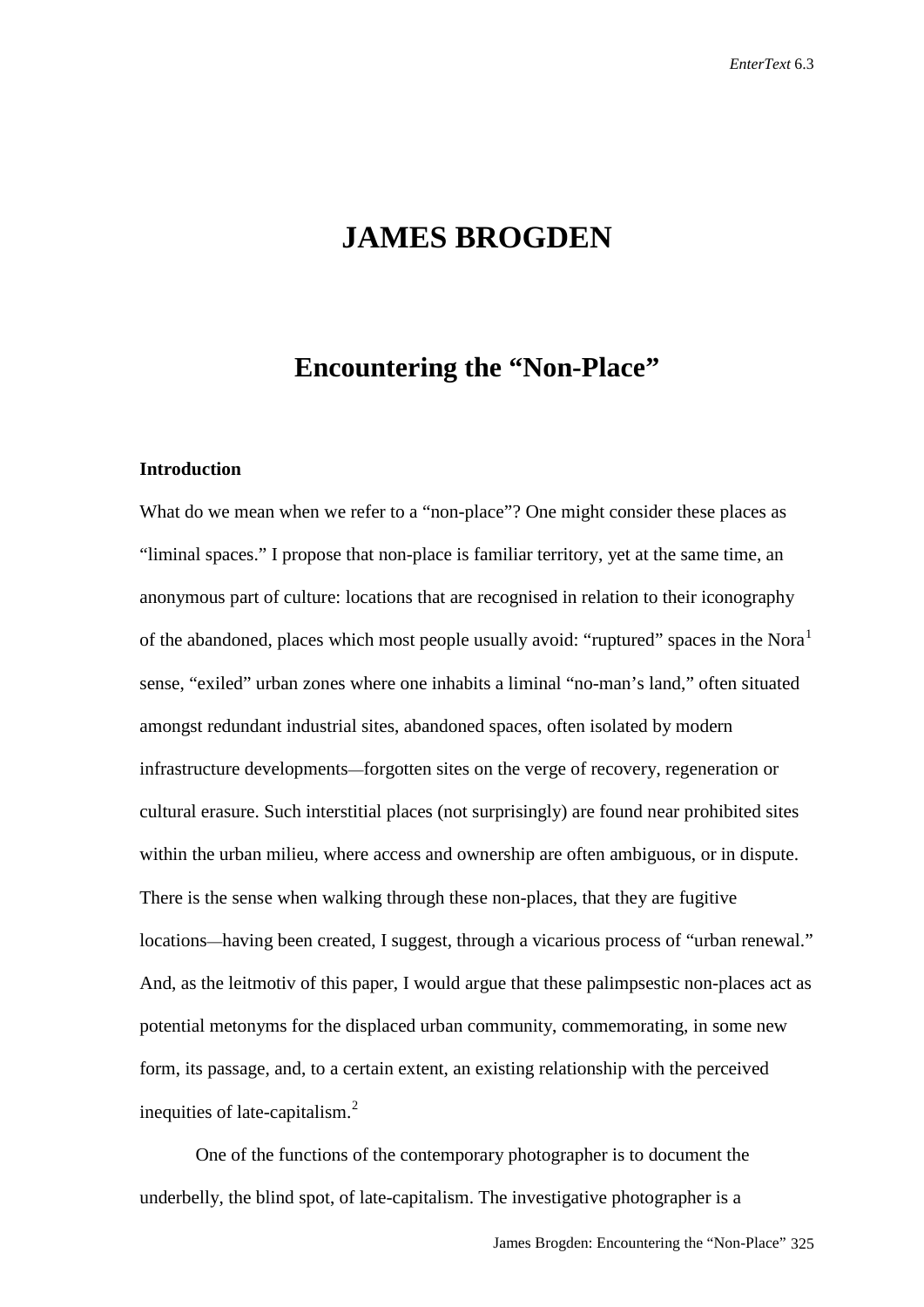# JAMES BROGDEN

## Encountering the "Non-Place"

### Introduction

What do we mean when we refer to a "non-place"? One might consider these places as "liminal spaces." I propose that non-place is familiar territory, yet at the same time, an anonymous part of culture: locations that are recognised in relation to their iconography of the abandoned, places which most people usually avoid: "ruptured" spaces in the Nora[1] sense, "exiled" urban zones where one inhabits a liminal "no-man's land," often situated amongst redundant industrial sites, abandoned spaces, often isolated by modern infrastructure developments—forgotten sites on the verge of recovery, regeneration or cultural erasure. Such interstitial places (not surprisingly) are found near prohibited sites within the urban milieu, where access and ownership are often ambiguous, or in dispute. There is the sense when walking through these non-places, that they are fugitive locations—having been created, I suggest, through a vicarious process of "urban renewal." And, as the leitmotiv of this paper, I would argue that these palimpsestic non-places act as potential metonyms for the displaced urban community, commemorating, in some new form, its passage, and, to a certain extent, an existing relationship with the perceived inequities of late-capitalism.[2]

One of the functions of the contemporary photographer is to document the underbelly, the blind spot, of late-capitalism. The investigative photographer is a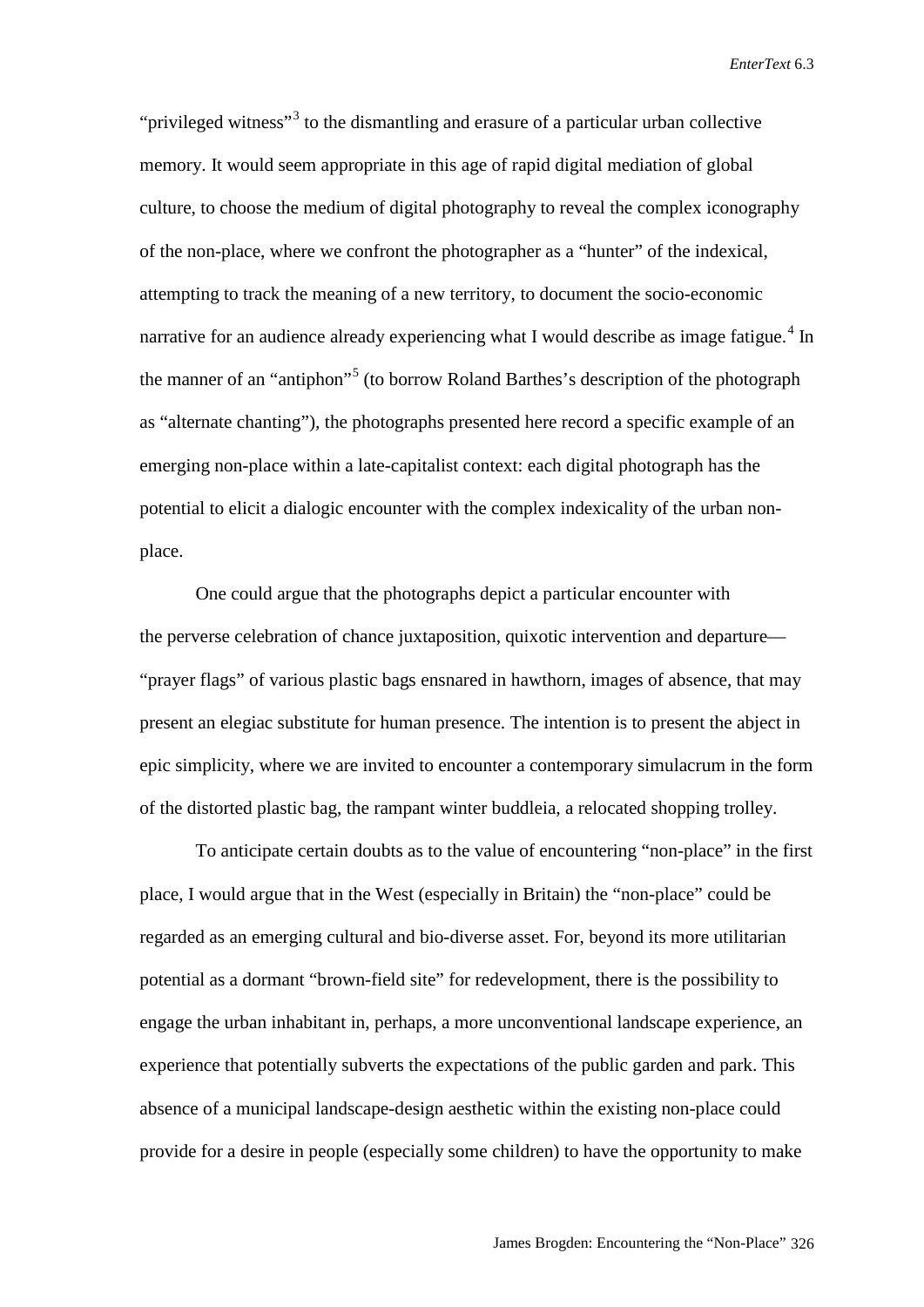"privileged witness"[3] to the dismantling and erasure of a particular urban collective memory. It would seem appropriate in this age of rapid digital mediation of global culture, to choose the medium of digital photography to reveal the complex iconography of the non-place, where we confront the photographer as a "hunter" of the indexical, attempting to track the meaning of a new territory, to document the socio-economic narrative for an audience already experiencing what I would describe as image fatigue.[4] In the manner of an "antiphon"[5] (to borrow Roland Barthes's description of the photograph as "alternate chanting"), the photographs presented here record a specific example of an emerging non-place within a late-capitalist context: each digital photograph has the potential to elicit a dialogic encounter with the complex indexicality of the urban non-place.

One could argue that the photographs depict a particular encounter with the perverse celebration of chance juxtaposition, quixotic intervention and departure—"prayer flags" of various plastic bags ensnared in hawthorn, images of absence, that may present an elegiac substitute for human presence. The intention is to present the abject in epic simplicity, where we are invited to encounter a contemporary simulacrum in the form of the distorted plastic bag, the rampant winter buddleia, a relocated shopping trolley.

To anticipate certain doubts as to the value of encountering "non-place" in the first place, I would argue that in the West (especially in Britain) the "non-place" could be regarded as an emerging cultural and bio-diverse asset. For, beyond its more utilitarian potential as a dormant "brown-field site" for redevelopment, there is the possibility to engage the urban inhabitant in, perhaps, a more unconventional landscape experience, an experience that potentially subverts the expectations of the public garden and park. This absence of a municipal landscape-design aesthetic within the existing non-place could provide for a desire in people (especially some children) to have the opportunity to make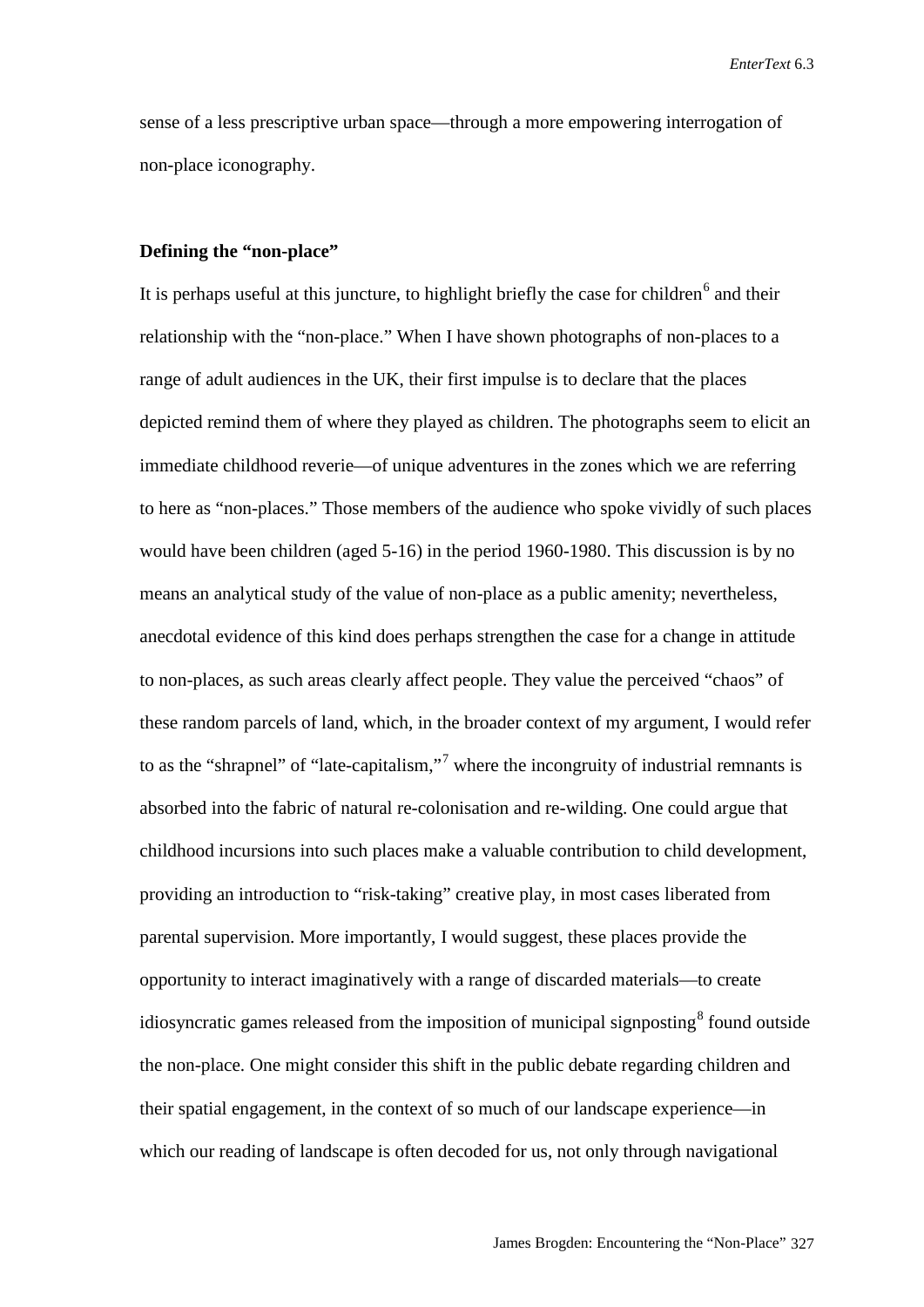sense of a less prescriptive urban space—through a more empowering interrogation of non-place iconography.

### Defining the "non-place"

It is perhaps useful at this juncture, to highlight briefly the case for children[6] and their relationship with the "non-place." When I have shown photographs of non-places to a range of adult audiences in the UK, their first impulse is to declare that the places depicted remind them of where they played as children. The photographs seem to elicit an immediate childhood reverie—of unique adventures in the zones which we are referring to here as "non-places." Those members of the audience who spoke vividly of such places would have been children (aged 5-16) in the period 1960-1980. This discussion is by no means an analytical study of the value of non-place as a public amenity; nevertheless, anecdotal evidence of this kind does perhaps strengthen the case for a change in attitude to non-places, as such areas clearly affect people. They value the perceived "chaos" of these random parcels of land, which, in the broader context of my argument, I would refer to as the "shrapnel" of "late-capitalism,"[7] where the incongruity of industrial remnants is absorbed into the fabric of natural re-colonisation and re-wilding. One could argue that childhood incursions into such places make a valuable contribution to child development, providing an introduction to "risk-taking" creative play, in most cases liberated from parental supervision. More importantly, I would suggest, these places provide the opportunity to interact imaginatively with a range of discarded materials—to create idiosyncratic games released from the imposition of municipal signposting[8] found outside the non-place. One might consider this shift in the public debate regarding children and their spatial engagement, in the context of so much of our landscape experience—in which our reading of landscape is often decoded for us, not only through navigational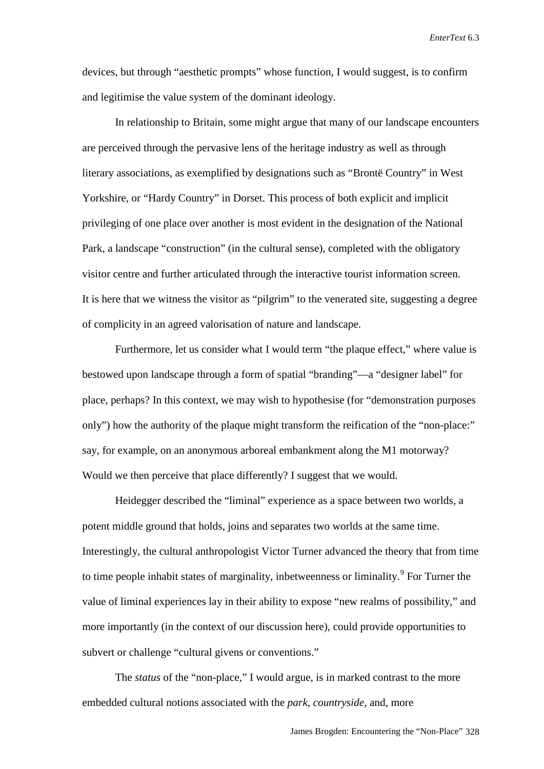devices, but through “aesthetic prompts” whose function, I would suggest, is to confirm and legitimise the value system of the dominant ideology.

In relationship to Britain, some might argue that many of our landscape encounters are perceived through the pervasive lens of the heritage industry as well as through literary associations, as exemplified by designations such as “Brontë Country” in West Yorkshire, or “Hardy Country” in Dorset. This process of both explicit and implicit privileging of one place over another is most evident in the designation of the National Park, a landscape “construction” (in the cultural sense), completed with the obligatory visitor centre and further articulated through the interactive tourist information screen. It is here that we witness the visitor as “pilgrim” to the venerated site, suggesting a degree of complicity in an agreed valorisation of nature and landscape.

Furthermore, let us consider what I would term “the plaque effect,” where value is bestowed upon landscape through a form of spatial “branding”—a “designer label” for place, perhaps? In this context, we may wish to hypothesise (for “demonstration purposes only”) how the authority of the plaque might transform the reification of the “non-place:” say, for example, on an anonymous arboreal embankment along the M1 motorway? Would we then perceive that place differently? I suggest that we would.

Heidegger described the “liminal” experience as a space between two worlds, a potent middle ground that holds, joins and separates two worlds at the same time. Interestingly, the cultural anthropologist Victor Turner advanced the theory that from time to time people inhabit states of marginality, inbetweenness or liminality.[9] For Turner the value of liminal experiences lay in their ability to expose “new realms of possibility,” and more importantly (in the context of our discussion here), could provide opportunities to subvert or challenge “cultural givens or conventions.”

The *status* of the “non-place,” I would argue, is in marked contrast to the more embedded cultural notions associated with the *park*, *countryside*, and, more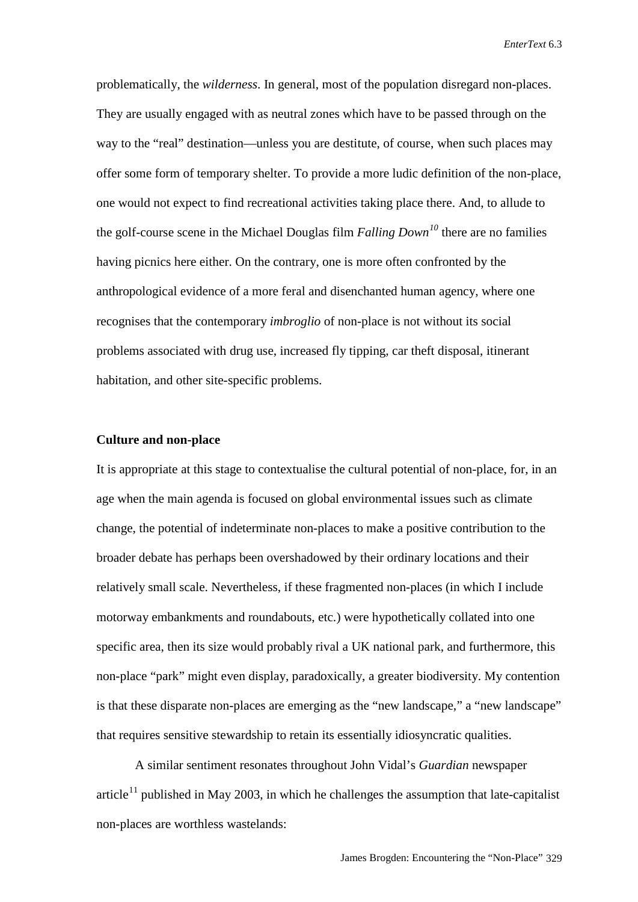problematically, the *wilderness*. In general, most of the population disregard non-places. They are usually engaged with as neutral zones which have to be passed through on the way to the "real" destination—unless you are destitute, of course, when such places may offer some form of temporary shelter. To provide a more ludic definition of the non-place, one would not expect to find recreational activities taking place there. And, to allude to the golf-course scene in the Michael Douglas film *Falling Down*[10] there are no families having picnics here either. On the contrary, one is more often confronted by the anthropological evidence of a more feral and disenchanted human agency, where one recognises that the contemporary *imbroglio* of non-place is not without its social problems associated with drug use, increased fly tipping, car theft disposal, itinerant habitation, and other site-specific problems.

**Culture and non-place**

It is appropriate at this stage to contextualise the cultural potential of non-place, for, in an age when the main agenda is focused on global environmental issues such as climate change, the potential of indeterminate non-places to make a positive contribution to the broader debate has perhaps been overshadowed by their ordinary locations and their relatively small scale. Nevertheless, if these fragmented non-places (in which I include motorway embankments and roundabouts, etc.) were hypothetically collated into one specific area, then its size would probably rival a UK national park, and furthermore, this non-place "park" might even display, paradoxically, a greater biodiversity. My contention is that these disparate non-places are emerging as the "new landscape," a "new landscape" that requires sensitive stewardship to retain its essentially idiosyncratic qualities.

A similar sentiment resonates throughout John Vidal's *Guardian* newspaper article[11] published in May 2003, in which he challenges the assumption that late-capitalist non-places are worthless wastelands: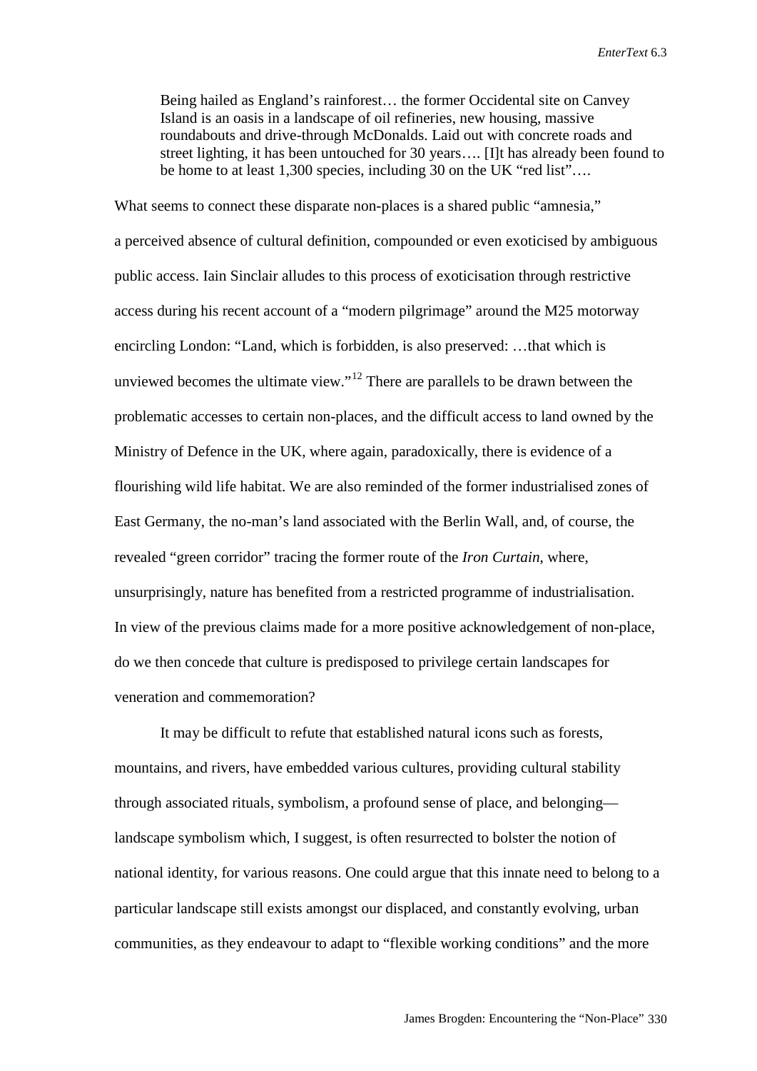> Being hailed as England's rainforest… the former Occidental site on Canvey Island is an oasis in a landscape of oil refineries, new housing, massive roundabouts and drive-through McDonalds. Laid out with concrete roads and street lighting, it has been untouched for 30 years…. [I]t has already been found to be home to at least 1,300 species, including 30 on the UK "red list"….

What seems to connect these disparate non-places is a shared public "amnesia," a perceived absence of cultural definition, compounded or even exoticised by ambiguous public access. Iain Sinclair alludes to this process of exoticisation through restrictive access during his recent account of a "modern pilgrimage" around the M25 motorway encircling London: "Land, which is forbidden, is also preserved: …that which is unviewed becomes the ultimate view."[12] There are parallels to be drawn between the problematic accesses to certain non-places, and the difficult access to land owned by the Ministry of Defence in the UK, where again, paradoxically, there is evidence of a flourishing wild life habitat. We are also reminded of the former industrialised zones of East Germany, the no-man's land associated with the Berlin Wall, and, of course, the revealed "green corridor" tracing the former route of the *Iron Curtain*, where, unsurprisingly, nature has benefited from a restricted programme of industrialisation. In view of the previous claims made for a more positive acknowledgement of non-place, do we then concede that culture is predisposed to privilege certain landscapes for veneration and commemoration?

It may be difficult to refute that established natural icons such as forests, mountains, and rivers, have embedded various cultures, providing cultural stability through associated rituals, symbolism, a profound sense of place, and belonging—landscape symbolism which, I suggest, is often resurrected to bolster the notion of national identity, for various reasons. One could argue that this innate need to belong to a particular landscape still exists amongst our displaced, and constantly evolving, urban communities, as they endeavour to adapt to "flexible working conditions" and the more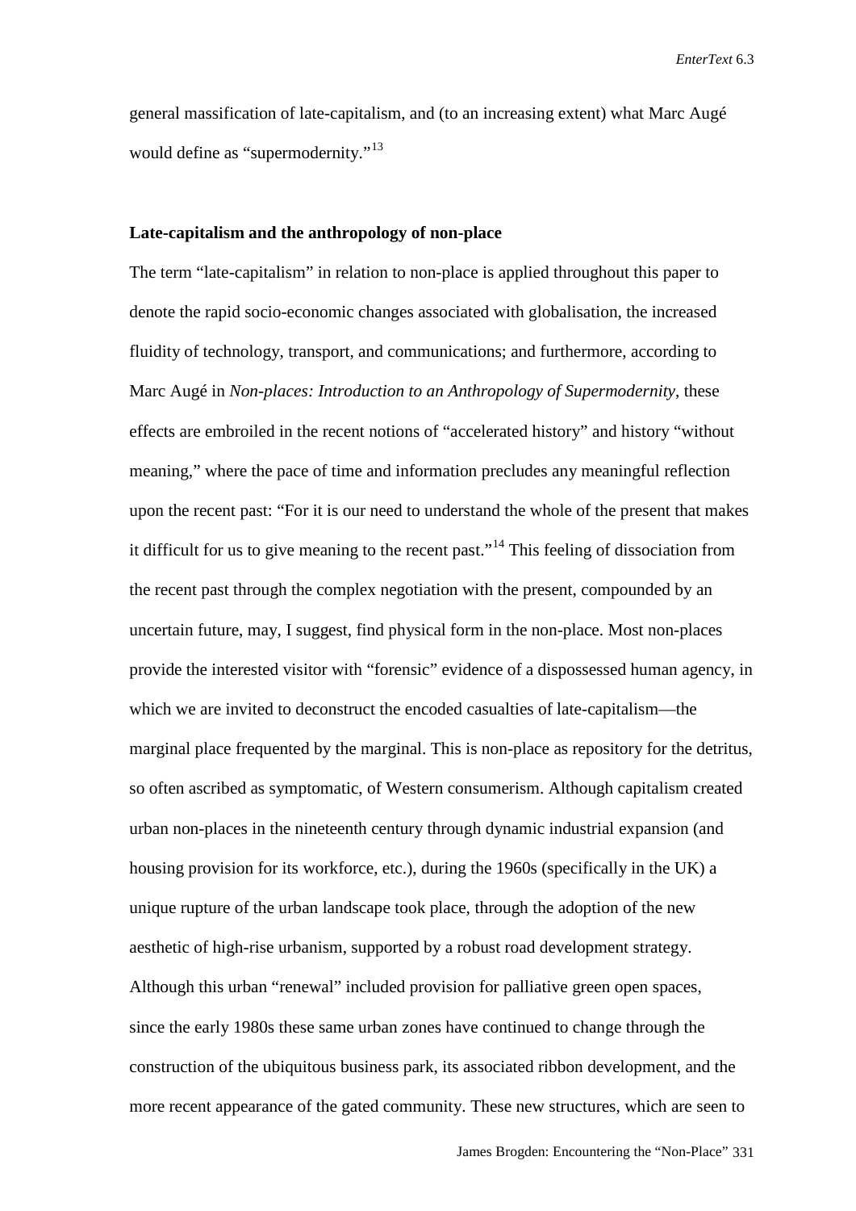general massification of late-capitalism, and (to an increasing extent) what Marc Augé would define as "supermodernity."[13]

## Late-capitalism and the anthropology of non-place

The term "late-capitalism" in relation to non-place is applied throughout this paper to denote the rapid socio-economic changes associated with globalisation, the increased fluidity of technology, transport, and communications; and furthermore, according to Marc Augé in *Non-places: Introduction to an Anthropology of Supermodernity*, these effects are embroiled in the recent notions of "accelerated history" and history "without meaning," where the pace of time and information precludes any meaningful reflection upon the recent past: "For it is our need to understand the whole of the present that makes it difficult for us to give meaning to the recent past."[14] This feeling of dissociation from the recent past through the complex negotiation with the present, compounded by an uncertain future, may, I suggest, find physical form in the non-place. Most non-places provide the interested visitor with "forensic" evidence of a dispossessed human agency, in which we are invited to deconstruct the encoded casualties of late-capitalism—the marginal place frequented by the marginal. This is non-place as repository for the detritus, so often ascribed as symptomatic, of Western consumerism. Although capitalism created urban non-places in the nineteenth century through dynamic industrial expansion (and housing provision for its workforce, etc.), during the 1960s (specifically in the UK) a unique rupture of the urban landscape took place, through the adoption of the new aesthetic of high-rise urbanism, supported by a robust road development strategy. Although this urban "renewal" included provision for palliative green open spaces, since the early 1980s these same urban zones have continued to change through the construction of the ubiquitous business park, its associated ribbon development, and the more recent appearance of the gated community. These new structures, which are seen to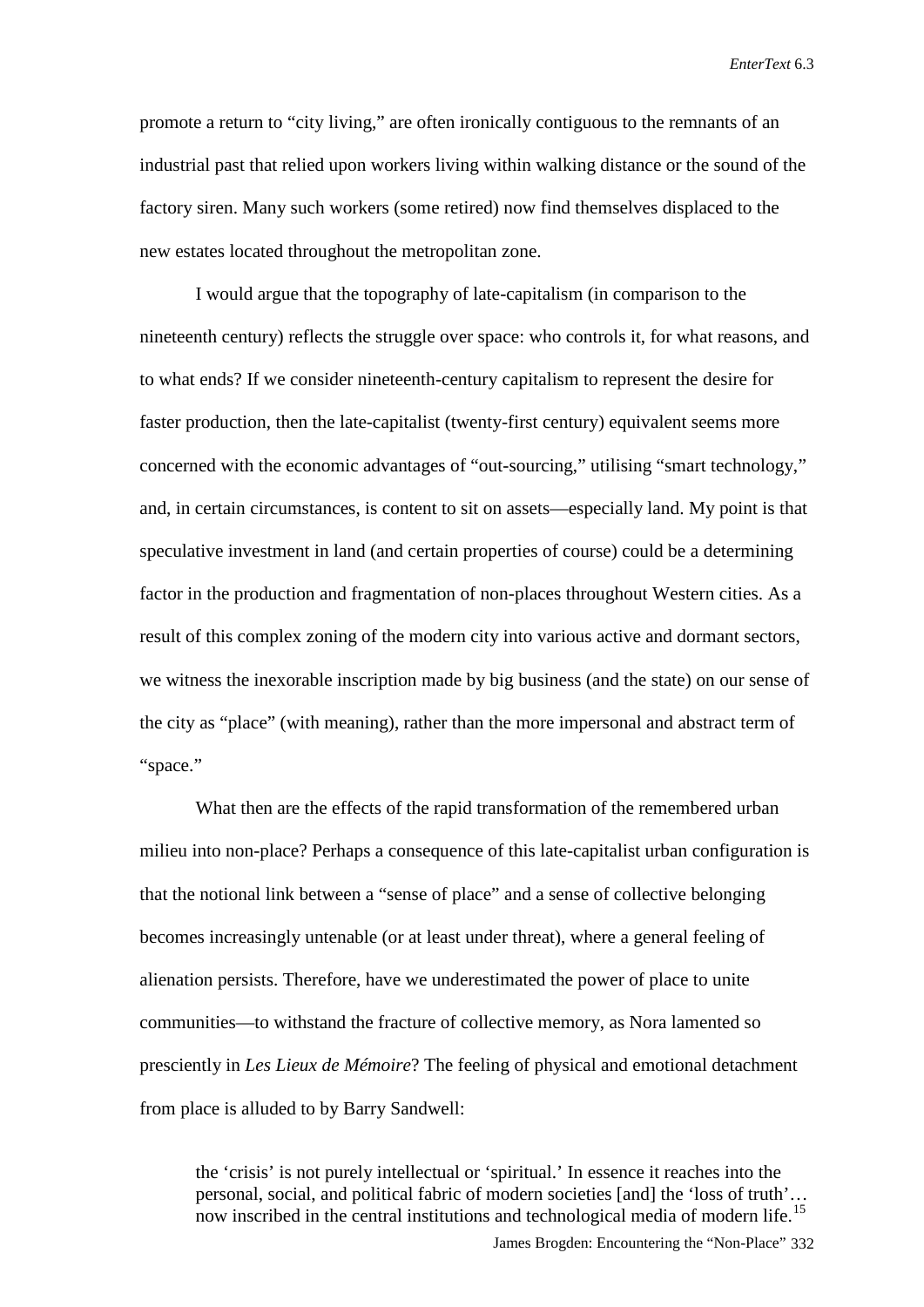promote a return to "city living," are often ironically contiguous to the remnants of an industrial past that relied upon workers living within walking distance or the sound of the factory siren. Many such workers (some retired) now find themselves displaced to the new estates located throughout the metropolitan zone.

I would argue that the topography of late-capitalism (in comparison to the nineteenth century) reflects the struggle over space: who controls it, for what reasons, and to what ends? If we consider nineteenth-century capitalism to represent the desire for faster production, then the late-capitalist (twenty-first century) equivalent seems more concerned with the economic advantages of "out-sourcing," utilising "smart technology," and, in certain circumstances, is content to sit on assets—especially land. My point is that speculative investment in land (and certain properties of course) could be a determining factor in the production and fragmentation of non-places throughout Western cities. As a result of this complex zoning of the modern city into various active and dormant sectors, we witness the inexorable inscription made by big business (and the state) on our sense of the city as "place" (with meaning), rather than the more impersonal and abstract term of "space."

What then are the effects of the rapid transformation of the remembered urban milieu into non-place? Perhaps a consequence of this late-capitalist urban configuration is that the notional link between a "sense of place" and a sense of collective belonging becomes increasingly untenable (or at least under threat), where a general feeling of alienation persists. Therefore, have we underestimated the power of place to unite communities—to withstand the fracture of collective memory, as Nora lamented so presciently in *Les Lieux de Mémoire*? The feeling of physical and emotional detachment from place is alluded to by Barry Sandwell:

> the 'crisis' is not purely intellectual or 'spiritual.' In essence it reaches into the personal, social, and political fabric of modern societies [and] the 'loss of truth'… now inscribed in the central institutions and technological media of modern life.[15]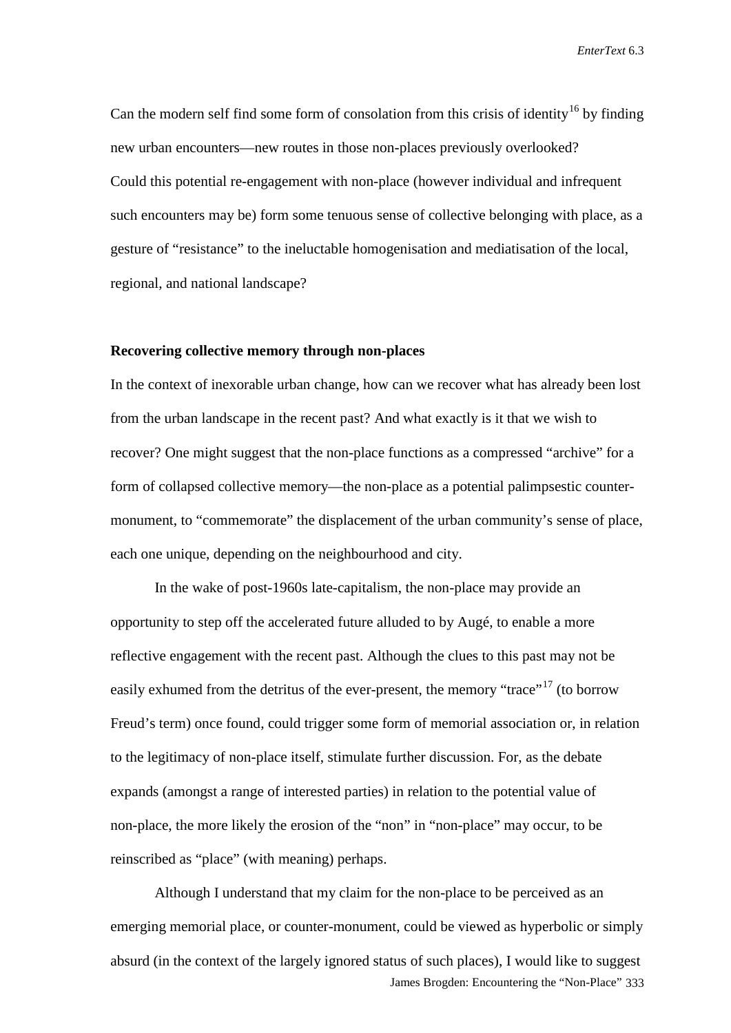Can the modern self find some form of consolation from this crisis of identity[16] by finding new urban encounters—new routes in those non-places previously overlooked? Could this potential re-engagement with non-place (however individual and infrequent such encounters may be) form some tenuous sense of collective belonging with place, as a gesture of "resistance" to the ineluctable homogenisation and mediatisation of the local, regional, and national landscape?

**Recovering collective memory through non-places**

In the context of inexorable urban change, how can we recover what has already been lost from the urban landscape in the recent past? And what exactly is it that we wish to recover? One might suggest that the non-place functions as a compressed "archive" for a form of collapsed collective memory—the non-place as a potential palimpsestic counter-monument, to "commemorate" the displacement of the urban community's sense of place, each one unique, depending on the neighbourhood and city.

In the wake of post-1960s late-capitalism, the non-place may provide an opportunity to step off the accelerated future alluded to by Augé, to enable a more reflective engagement with the recent past. Although the clues to this past may not be easily exhumed from the detritus of the ever-present, the memory "trace"[17] (to borrow Freud's term) once found, could trigger some form of memorial association or, in relation to the legitimacy of non-place itself, stimulate further discussion. For, as the debate expands (amongst a range of interested parties) in relation to the potential value of non-place, the more likely the erosion of the "non" in "non-place" may occur, to be reinscribed as "place" (with meaning) perhaps.

Although I understand that my claim for the non-place to be perceived as an emerging memorial place, or counter-monument, could be viewed as hyperbolic or simply absurd (in the context of the largely ignored status of such places), I would like to suggest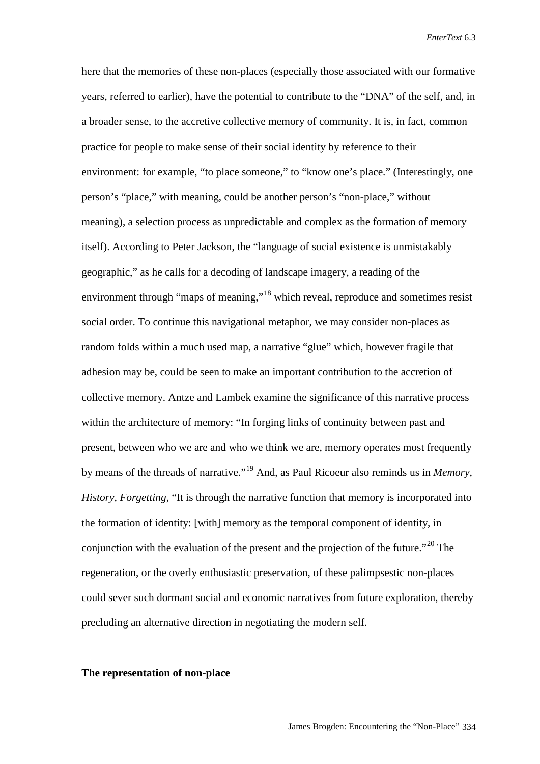here that the memories of these non-places (especially those associated with our formative years, referred to earlier), have the potential to contribute to the "DNA" of the self, and, in a broader sense, to the accretive collective memory of community. It is, in fact, common practice for people to make sense of their social identity by reference to their environment: for example, "to place someone," to "know one's place." (Interestingly, one person's "place," with meaning, could be another person's "non-place," without meaning), a selection process as unpredictable and complex as the formation of memory itself). According to Peter Jackson, the "language of social existence is unmistakably geographic," as he calls for a decoding of landscape imagery, a reading of the environment through "maps of meaning,"[18] which reveal, reproduce and sometimes resist social order. To continue this navigational metaphor, we may consider non-places as random folds within a much used map, a narrative "glue" which, however fragile that adhesion may be, could be seen to make an important contribution to the accretion of collective memory. Antze and Lambek examine the significance of this narrative process within the architecture of memory: "In forging links of continuity between past and present, between who we are and who we think we are, memory operates most frequently by means of the threads of narrative."[19] And, as Paul Ricoeur also reminds us in *Memory, History, Forgetting*, "It is through the narrative function that memory is incorporated into the formation of identity: [with] memory as the temporal component of identity, in conjunction with the evaluation of the present and the projection of the future."[20] The regeneration, or the overly enthusiastic preservation, of these palimpsestic non-places could sever such dormant social and economic narratives from future exploration, thereby precluding an alternative direction in negotiating the modern self.

## The representation of non-place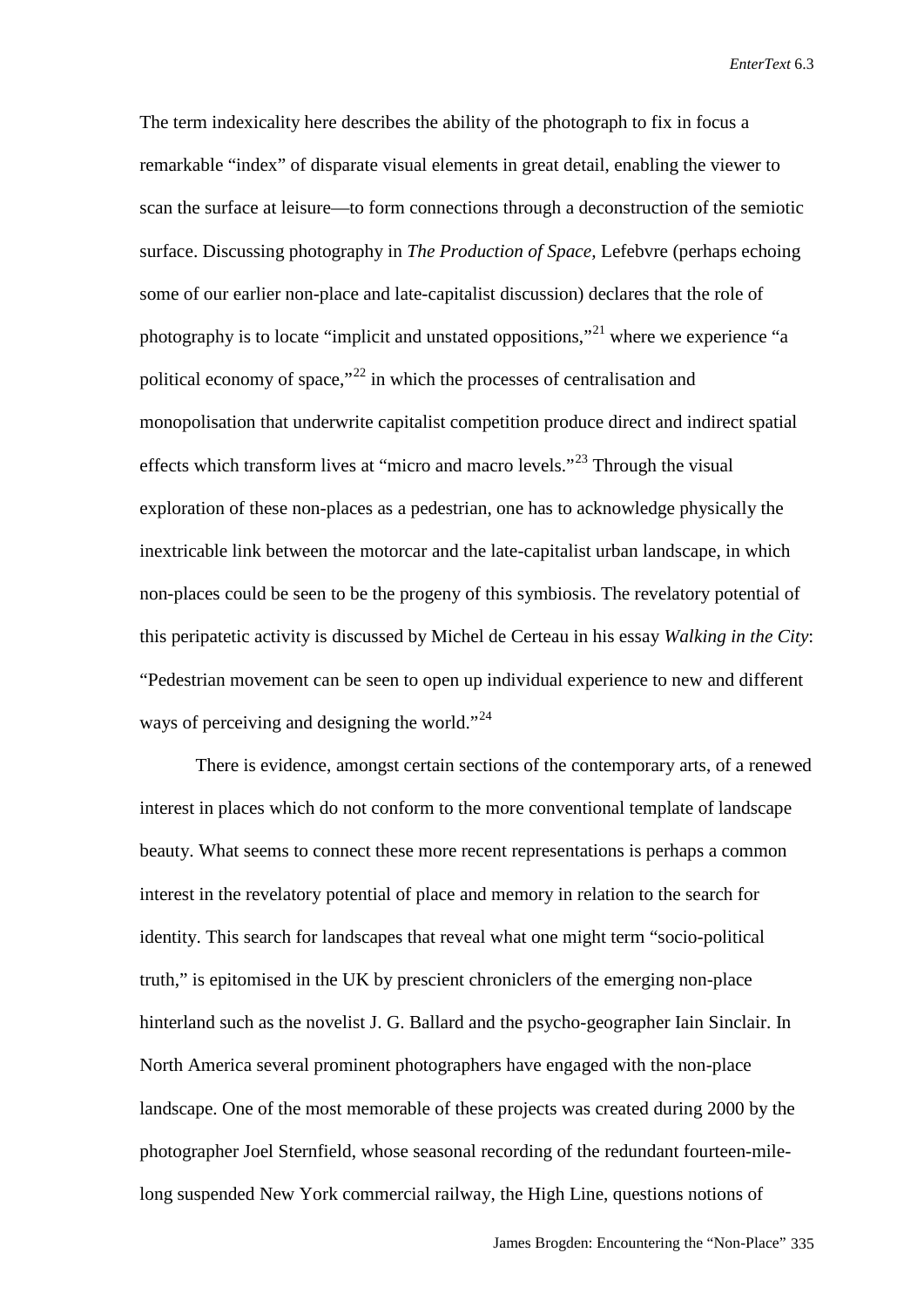The term indexicality here describes the ability of the photograph to fix in focus a remarkable "index" of disparate visual elements in great detail, enabling the viewer to scan the surface at leisure—to form connections through a deconstruction of the semiotic surface. Discussing photography in *The Production of Space*, Lefebvre (perhaps echoing some of our earlier non-place and late-capitalist discussion) declares that the role of photography is to locate "implicit and unstated oppositions,"[21] where we experience "a political economy of space,"[22] in which the processes of centralisation and monopolisation that underwrite capitalist competition produce direct and indirect spatial effects which transform lives at "micro and macro levels."[23] Through the visual exploration of these non-places as a pedestrian, one has to acknowledge physically the inextricable link between the motorcar and the late-capitalist urban landscape, in which non-places could be seen to be the progeny of this symbiosis. The revelatory potential of this peripatetic activity is discussed by Michel de Certeau in his essay *Walking in the City*: "Pedestrian movement can be seen to open up individual experience to new and different ways of perceiving and designing the world."[24]

There is evidence, amongst certain sections of the contemporary arts, of a renewed interest in places which do not conform to the more conventional template of landscape beauty. What seems to connect these more recent representations is perhaps a common interest in the revelatory potential of place and memory in relation to the search for identity. This search for landscapes that reveal what one might term "socio-political truth," is epitomised in the UK by prescient chroniclers of the emerging non-place hinterland such as the novelist J. G. Ballard and the psycho-geographer Iain Sinclair. In North America several prominent photographers have engaged with the non-place landscape. One of the most memorable of these projects was created during 2000 by the photographer Joel Sternfield, whose seasonal recording of the redundant fourteen-mile-long suspended New York commercial railway, the High Line, questions notions of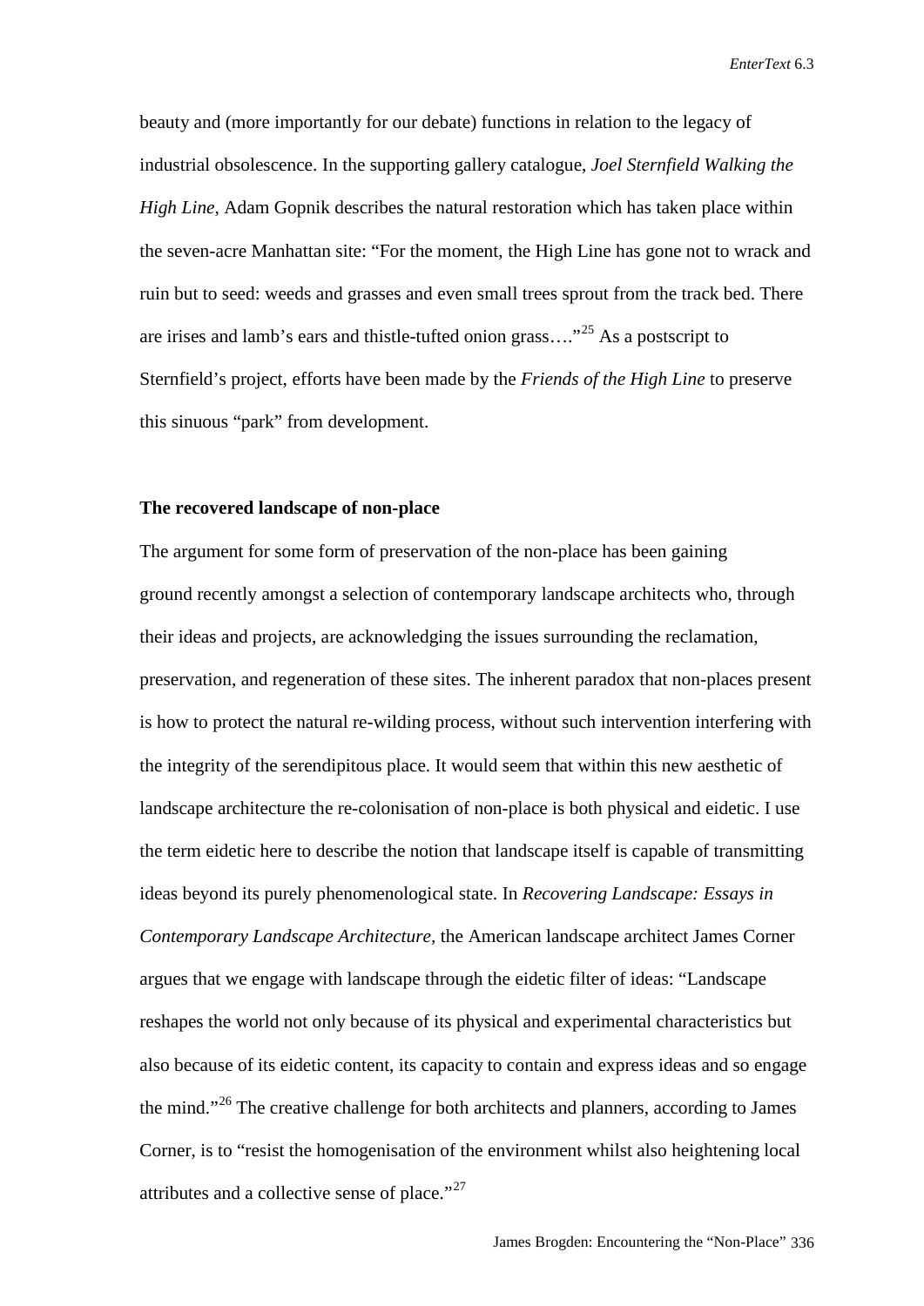beauty and (more importantly for our debate) functions in relation to the legacy of industrial obsolescence. In the supporting gallery catalogue, *Joel Sternfield Walking the High Line,* Adam Gopnik describes the natural restoration which has taken place within the seven-acre Manhattan site: “For the moment, the High Line has gone not to wrack and ruin but to seed: weeds and grasses and even small trees sprout from the track bed. There are irises and lamb’s ears and thistle-tufted onion grass….”[25] As a postscript to Sternfield’s project, efforts have been made by the *Friends of the High Line* to preserve this sinuous “park” from development.

**The recovered landscape of non-place**

The argument for some form of preservation of the non-place has been gaining ground recently amongst a selection of contemporary landscape architects who, through their ideas and projects, are acknowledging the issues surrounding the reclamation, preservation, and regeneration of these sites. The inherent paradox that non-places present is how to protect the natural re-wilding process, without such intervention interfering with the integrity of the serendipitous place. It would seem that within this new aesthetic of landscape architecture the re-colonisation of non-place is both physical and eidetic. I use the term eidetic here to describe the notion that landscape itself is capable of transmitting ideas beyond its purely phenomenological state. In *Recovering Landscape: Essays in Contemporary Landscape Architecture*, the American landscape architect James Corner argues that we engage with landscape through the eidetic filter of ideas: “Landscape reshapes the world not only because of its physical and experimental characteristics but also because of its eidetic content, its capacity to contain and express ideas and so engage the mind.”[26] The creative challenge for both architects and planners, according to James Corner, is to “resist the homogenisation of the environment whilst also heightening local attributes and a collective sense of place.”[27]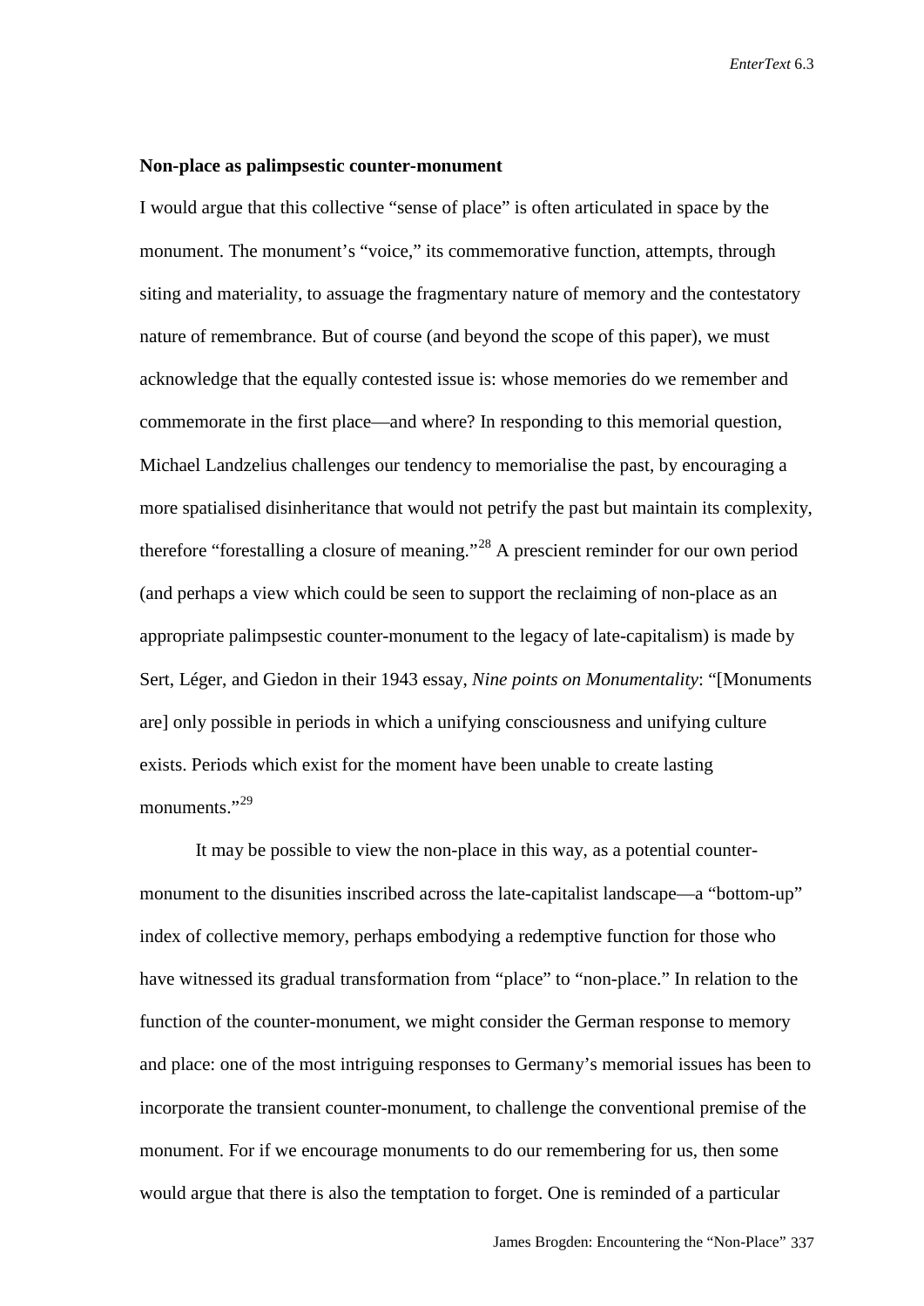**Non-place as palimpsestic counter-monument**

I would argue that this collective "sense of place" is often articulated in space by the monument. The monument's "voice," its commemorative function, attempts, through siting and materiality, to assuage the fragmentary nature of memory and the contestatory nature of remembrance. But of course (and beyond the scope of this paper), we must acknowledge that the equally contested issue is: whose memories do we remember and commemorate in the first place—and where? In responding to this memorial question, Michael Landzelius challenges our tendency to memorialise the past, by encouraging a more spatialised disinheritance that would not petrify the past but maintain its complexity, therefore "forestalling a closure of meaning."[28] A prescient reminder for our own period (and perhaps a view which could be seen to support the reclaiming of non-place as an appropriate palimpsestic counter-monument to the legacy of late-capitalism) is made by Sert, Léger, and Giedon in their 1943 essay, *Nine points on Monumentality*: "[Monuments are] only possible in periods in which a unifying consciousness and unifying culture exists. Periods which exist for the moment have been unable to create lasting monuments."[29]

It may be possible to view the non-place in this way, as a potential counter-monument to the disunities inscribed across the late-capitalist landscape—a "bottom-up" index of collective memory, perhaps embodying a redemptive function for those who have witnessed its gradual transformation from "place" to "non-place." In relation to the function of the counter-monument, we might consider the German response to memory and place: one of the most intriguing responses to Germany's memorial issues has been to incorporate the transient counter-monument, to challenge the conventional premise of the monument. For if we encourage monuments to do our remembering for us, then some would argue that there is also the temptation to forget. One is reminded of a particular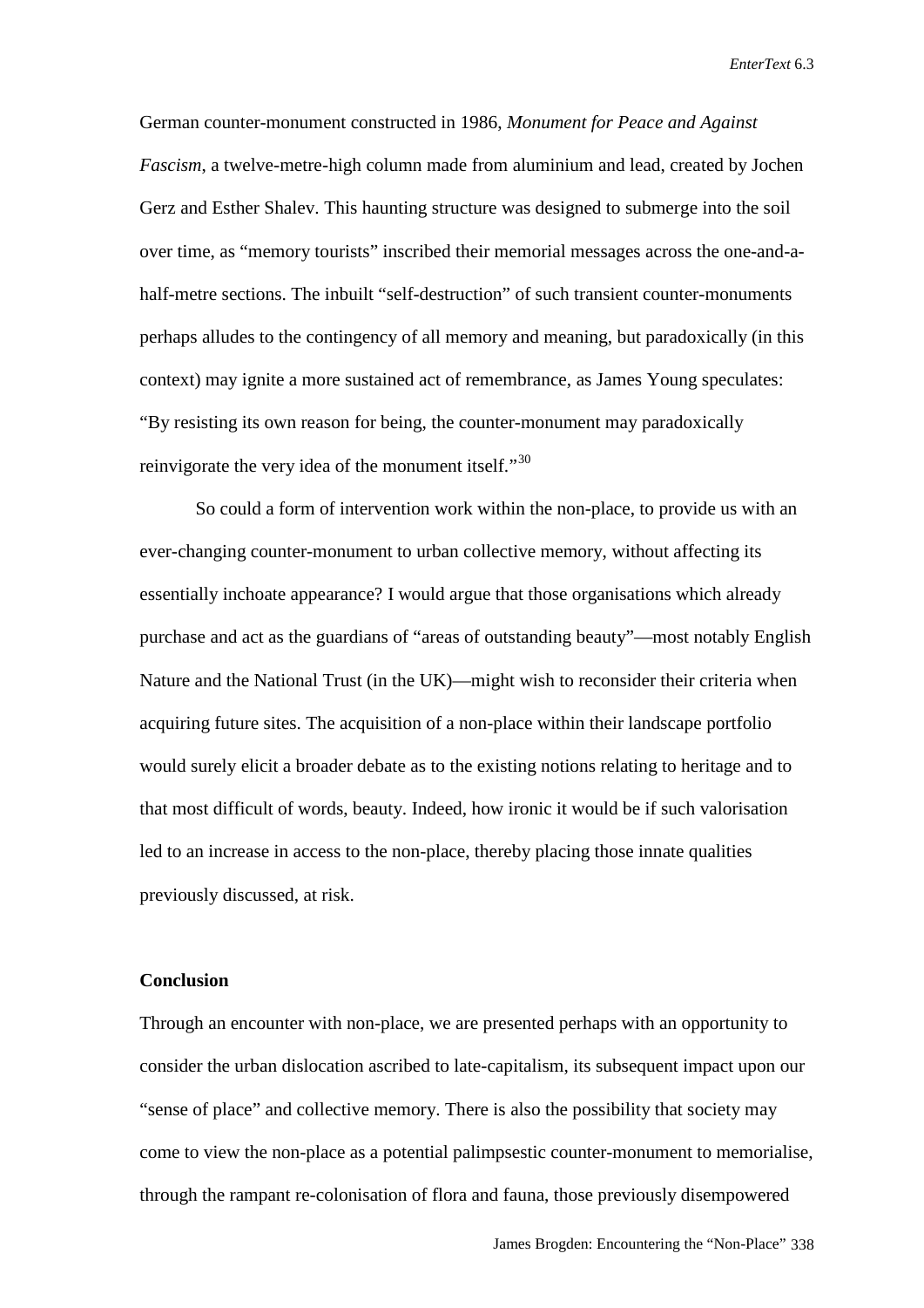German counter-monument constructed in 1986, *Monument for Peace and Against Fascism*, a twelve-metre-high column made from aluminium and lead, created by Jochen Gerz and Esther Shalev. This haunting structure was designed to submerge into the soil over time, as "memory tourists" inscribed their memorial messages across the one-and-a-half-metre sections. The inbuilt "self-destruction" of such transient counter-monuments perhaps alludes to the contingency of all memory and meaning, but paradoxically (in this context) may ignite a more sustained act of remembrance, as James Young speculates: "By resisting its own reason for being, the counter-monument may paradoxically reinvigorate the very idea of the monument itself."[30]

So could a form of intervention work within the non-place, to provide us with an ever-changing counter-monument to urban collective memory, without affecting its essentially inchoate appearance? I would argue that those organisations which already purchase and act as the guardians of "areas of outstanding beauty"—most notably English Nature and the National Trust (in the UK)—might wish to reconsider their criteria when acquiring future sites. The acquisition of a non-place within their landscape portfolio would surely elicit a broader debate as to the existing notions relating to heritage and to that most difficult of words, beauty. Indeed, how ironic it would be if such valorisation led to an increase in access to the non-place, thereby placing those innate qualities previously discussed, at risk.

## Conclusion

Through an encounter with non-place, we are presented perhaps with an opportunity to consider the urban dislocation ascribed to late-capitalism, its subsequent impact upon our "sense of place" and collective memory. There is also the possibility that society may come to view the non-place as a potential palimpsestic counter-monument to memorialise, through the rampant re-colonisation of flora and fauna, those previously disempowered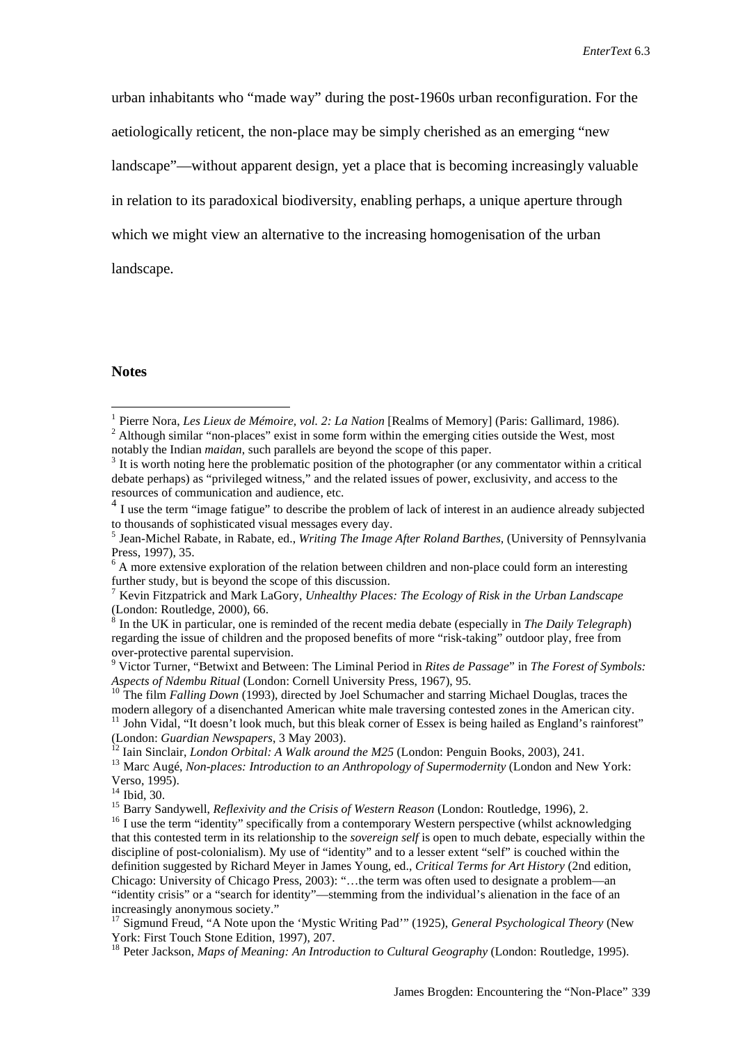urban inhabitants who "made way" during the post-1960s urban reconfiguration. For the aetiologically reticent, the non-place may be simply cherished as an emerging "new landscape"—without apparent design, yet a place that is becoming increasingly valuable in relation to its paradoxical biodiversity, enabling perhaps, a unique aperture through which we might view an alternative to the increasing homogenisation of the urban landscape.

**Notes**

[1] Pierre Nora, *Les Lieux de Mémoire, vol. 2: La Nation* [Realms of Memory] (Paris: Gallimard, 1986).
[2] Although similar "non-places" exist in some form within the emerging cities outside the West, most notably the Indian *maidan*, such parallels are beyond the scope of this paper.
[3] It is worth noting here the problematic position of the photographer (or any commentator within a critical debate perhaps) as "privileged witness," and the related issues of power, exclusivity, and access to the resources of communication and audience, etc.
[4] I use the term "image fatigue" to describe the problem of lack of interest in an audience already subjected to thousands of sophisticated visual messages every day.
[5] Jean-Michel Rabate, in Rabate, ed., *Writing The Image After Roland Barthes*, (University of Pennsylvania Press, 1997), 35.
[6] A more extensive exploration of the relation between children and non-place could form an interesting further study, but is beyond the scope of this discussion.
[7] Kevin Fitzpatrick and Mark LaGory, *Unhealthy Places: The Ecology of Risk in the Urban Landscape* (London: Routledge, 2000), 66.
[8] In the UK in particular, one is reminded of the recent media debate (especially in *The Daily Telegraph*) regarding the issue of children and the proposed benefits of more "risk-taking" outdoor play, free from over-protective parental supervision.
[9] Victor Turner, "Betwixt and Between: The Liminal Period in *Rites de Passage*" in *The Forest of Symbols: Aspects of Ndembu Ritual* (London: Cornell University Press, 1967), 95.
[10] The film *Falling Down* (1993), directed by Joel Schumacher and starring Michael Douglas, traces the modern allegory of a disenchanted American white male traversing contested zones in the American city.
[11] John Vidal, "It doesn't look much, but this bleak corner of Essex is being hailed as England's rainforest" (London: *Guardian Newspapers*, 3 May 2003).
[12] Iain Sinclair, *London Orbital: A Walk around the M25* (London: Penguin Books, 2003), 241.
[13] Marc Augé, *Non-places: Introduction to an Anthropology of Supermodernity* (London and New York: Verso, 1995).
[14] Ibid, 30.
[15] Barry Sandywell, *Reflexivity and the Crisis of Western Reason* (London: Routledge, 1996), 2.
[16] I use the term "identity" specifically from a contemporary Western perspective (whilst acknowledging that this contested term in its relationship to the *sovereign self* is open to much debate, especially within the discipline of post-colonialism). My use of "identity" and to a lesser extent "self" is couched within the definition suggested by Richard Meyer in James Young, ed., *Critical Terms for Art History* (2nd edition, Chicago: University of Chicago Press, 2003): "…the term was often used to designate a problem—an "identity crisis" or a "search for identity"—stemming from the individual's alienation in the face of an increasingly anonymous society."
[17] Sigmund Freud, "A Note upon the 'Mystic Writing Pad'" (1925), *General Psychological Theory* (New York: First Touch Stone Edition, 1997), 207.
[18] Peter Jackson, *Maps of Meaning: An Introduction to Cultural Geography* (London: Routledge, 1995).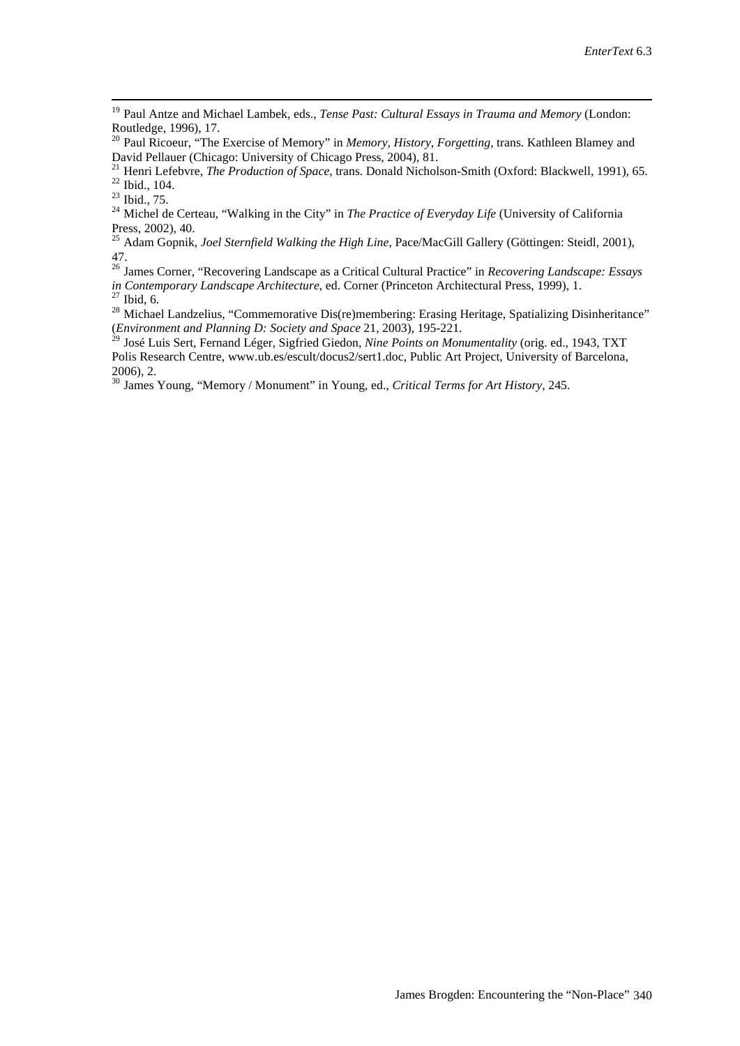[19] Paul Antze and Michael Lambek, eds., *Tense Past: Cultural Essays in Trauma and Memory* (London: Routledge, 1996), 17.

[20] Paul Ricoeur, "The Exercise of Memory" in *Memory, History, Forgetting*, trans. Kathleen Blamey and David Pellauer (Chicago: University of Chicago Press, 2004), 81.

[21] Henri Lefebvre, *The Production of Space*, trans. Donald Nicholson-Smith (Oxford: Blackwell, 1991), 65.

[22] Ibid., 104.

[23] Ibid., 75.

[24] Michel de Certeau, "Walking in the City" in *The Practice of Everyday Life* (University of California Press, 2002), 40.

[25] Adam Gopnik, *Joel Sternfield Walking the High Line*, Pace/MacGill Gallery (Göttingen: Steidl, 2001), 47.

[26] James Corner, "Recovering Landscape as a Critical Cultural Practice" in *Recovering Landscape: Essays in Contemporary Landscape Architecture*, ed. Corner (Princeton Architectural Press, 1999), 1.

[27] Ibid, 6.

[28] Michael Landzelius, "Commemorative Dis(re)membering: Erasing Heritage, Spatializing Disinheritance" (*Environment and Planning D: Society and Space* 21, 2003), 195-221.

[29] José Luis Sert, Fernand Léger, Sigfried Giedon, *Nine Points on Monumentality* (orig. ed., 1943, TXT Polis Research Centre, www.ub.es/escult/docus2/sert1.doc, Public Art Project, University of Barcelona, 2006), 2.

[30] James Young, "Memory / Monument" in Young, ed., *Critical Terms for Art History*, 245.